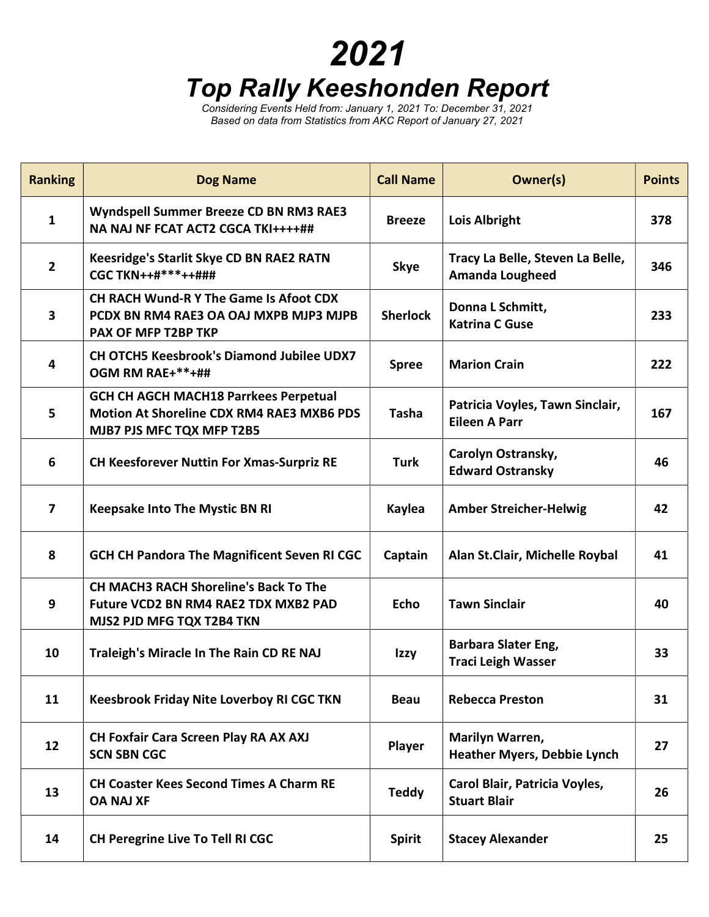# 2021

## *Top Rally Keeshonden Report*

*Considering Events Held from: January 1, 2021 To: December 31, 2021*
*Based on data from Statistics from AKC Report of January 27, 2021*

| Ranking | Dog Name | Call Name | Owner(s) | Points |
|---|---|---|---|---|
| 1 | Wyndspell Summer Breeze CD BN RM3 RAE3 NA NAJ NF FCAT ACT2 CGCA TKI++++## | Breeze | Lois Albright | 378 |
| 2 | Keesridge's Starlit Skye CD BN RAE2 RATN CGC TKN++#***++### | Skye | Tracy La Belle, Steven La Belle, Amanda Lougheed | 346 |
| 3 | CH RACH Wund-R Y The Game Is Afoot CDX PCDX BN RM4 RAE3 OA OAJ MXPB MJP3 MJPB PAX OF MFP T2BP TKP | Sherlock | Donna L Schmitt, Katrina C Guse | 233 |
| 4 | CH OTCH5 Keesbrook's Diamond Jubilee UDX7 OGM RM RAE+**+## | Spree | Marion Crain | 222 |
| 5 | GCH CH AGCH MACH18 Parrkees Perpetual Motion At Shoreline CDX RM4 RAE3 MXB6 PDS MJB7 PJS MFC TQX MFP T2B5 | Tasha | Patricia Voyles, Tawn Sinclair, Eileen A Parr | 167 |
| 6 | CH Keesforever Nuttin For Xmas-Surpriz RE | Turk | Carolyn Ostransky, Edward Ostransky | 46 |
| 7 | Keepsake Into The Mystic BN RI | Kaylea | Amber Streicher-Helwig | 42 |
| 8 | GCH CH Pandora The Magnificent Seven RI CGC | Captain | Alan St.Clair, Michelle Roybal | 41 |
| 9 | CH MACH3 RACH Shoreline's Back To The Future VCD2 BN RM4 RAE2 TDX MXB2 PAD MJS2 PJD MFG TQX T2B4 TKN | Echo | Tawn Sinclair | 40 |
| 10 | Traleigh's Miracle In The Rain CD RE NAJ | Izzy | Barbara Slater Eng, Traci Leigh Wasser | 33 |
| 11 | Keesbrook Friday Nite Loverboy RI CGC TKN | Beau | Rebecca Preston | 31 |
| 12 | CH Foxfair Cara Screen Play RA AX AXJ SCN SBN CGC | Player | Marilyn Warren, Heather Myers, Debbie Lynch | 27 |
| 13 | CH Coaster Kees Second Times A Charm RE OA NAJ XF | Teddy | Carol Blair, Patricia Voyles, Stuart Blair | 26 |
| 14 | CH Peregrine Live To Tell RI CGC | Spirit | Stacey Alexander | 25 |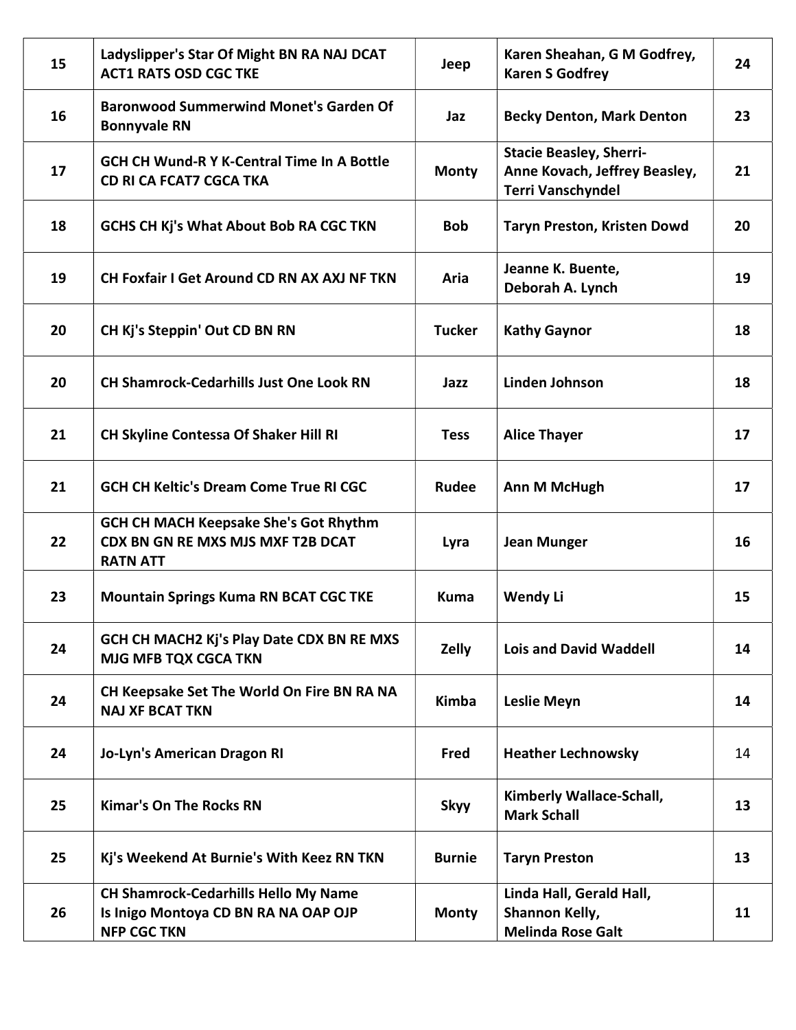| 15 | Ladyslipper's Star Of Might BN RA NAJ DCAT ACT1 RATS OSD CGC TKE | Jeep | Karen Sheahan, G M Godfrey, Karen S Godfrey | 24 |
|---|---|---|---|---|
| 16 | Baronwood Summerwind Monet's Garden Of Bonnyvale RN | Jaz | Becky Denton, Mark Denton | 23 |
| 17 | GCH CH Wund-R Y K-Central Time In A Bottle CD RI CA FCAT7 CGCA TKA | Monty | Stacie Beasley, Sherri-Anne Kovach, Jeffrey Beasley, Terri Vanschyndel | 21 |
| 18 | GCHS CH Kj's What About Bob RA CGC TKN | Bob | Taryn Preston, Kristen Dowd | 20 |
| 19 | CH Foxfair I Get Around CD RN AX AXJ NF TKN | Aria | Jeanne K. Buente, Deborah A. Lynch | 19 |
| 20 | CH Kj's Steppin' Out CD BN RN | Tucker | Kathy Gaynor | 18 |
| 20 | CH Shamrock-Cedarhills Just One Look RN | Jazz | Linden Johnson | 18 |
| 21 | CH Skyline Contessa Of Shaker Hill RI | Tess | Alice Thayer | 17 |
| 21 | GCH CH Keltic's Dream Come True RI CGC | Rudee | Ann M McHugh | 17 |
| 22 | GCH CH MACH Keepsake She's Got Rhythm CDX BN GN RE MXS MJS MXF T2B DCAT RATN ATT | Lyra | Jean Munger | 16 |
| 23 | Mountain Springs Kuma RN BCAT CGC TKE | Kuma | Wendy Li | 15 |
| 24 | GCH CH MACH2 Kj's Play Date CDX BN RE MXS MJG MFB TQX CGCA TKN | Zelly | Lois and David Waddell | 14 |
| 24 | CH Keepsake Set The World On Fire BN RA NA NAJ XF BCAT TKN | Kimba | Leslie Meyn | 14 |
| 24 | Jo-Lyn's American Dragon RI | Fred | Heather Lechnowsky | 14 |
| 25 | Kimar's On The Rocks RN | Skyy | Kimberly Wallace-Schall, Mark Schall | 13 |
| 25 | Kj's Weekend At Burnie's With Keez RN TKN | Burnie | Taryn Preston | 13 |
| 26 | CH Shamrock-Cedarhills Hello My Name Is Inigo Montoya CD BN RA NA OAP OJP NFP CGC TKN | Monty | Linda Hall, Gerald Hall, Shannon Kelly, Melinda Rose Galt | 11 |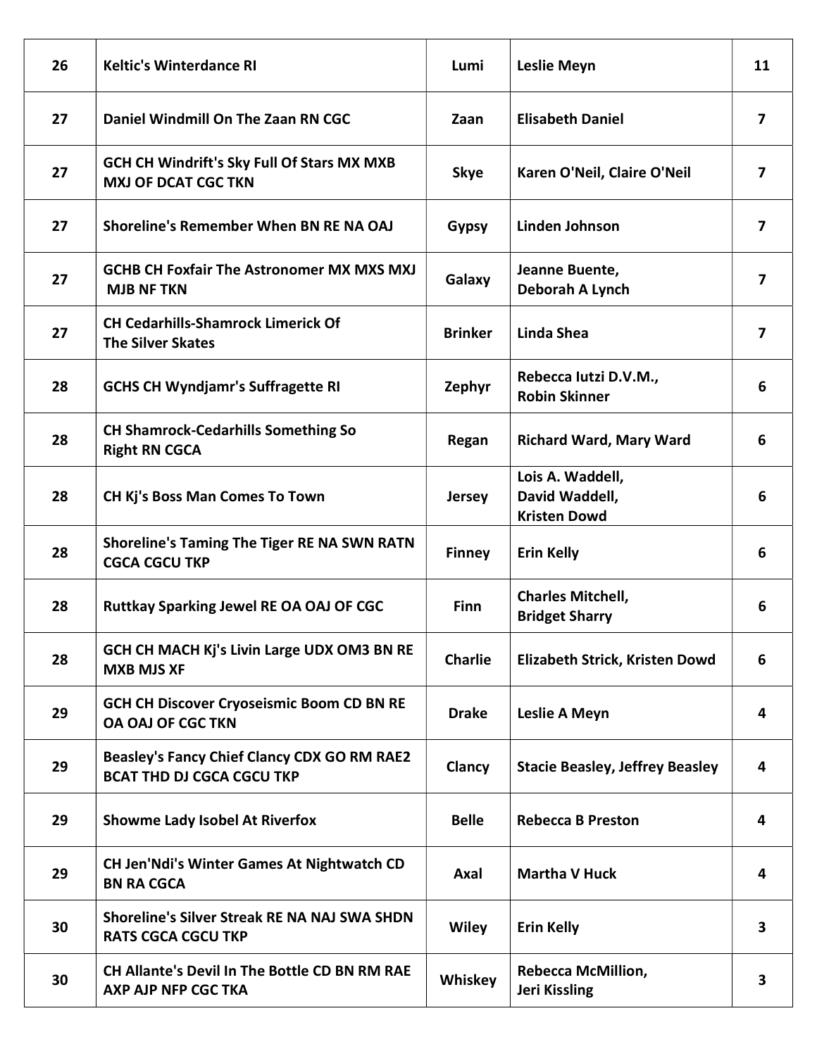| | | | | |
|---|---|---|---|---|
| 26 | Keltic's Winterdance RI | Lumi | Leslie Meyn | 11 |
| 27 | Daniel Windmill On The Zaan RN CGC | Zaan | Elisabeth Daniel | 7 |
| 27 | GCH CH Windrift's Sky Full Of Stars MX MXB MXJ OF DCAT CGC TKN | Skye | Karen O'Neil, Claire O'Neil | 7 |
| 27 | Shoreline's Remember When BN RE NA OAJ | Gypsy | Linden Johnson | 7 |
| 27 | GCHB CH Foxfair The Astronomer MX MXS MXJ MJB NF TKN | Galaxy | Jeanne Buente, Deborah A Lynch | 7 |
| 27 | CH Cedarhills-Shamrock Limerick Of The Silver Skates | Brinker | Linda Shea | 7 |
| 28 | GCHS CH Wyndjamr's Suffragette RI | Zephyr | Rebecca Iutzi D.V.M., Robin Skinner | 6 |
| 28 | CH Shamrock-Cedarhills Something So Right RN CGCA | Regan | Richard Ward, Mary Ward | 6 |
| 28 | CH Kj's Boss Man Comes To Town | Jersey | Lois A. Waddell, David Waddell, Kristen Dowd | 6 |
| 28 | Shoreline's Taming The Tiger RE NA SWN RATN CGCA CGCU TKP | Finney | Erin Kelly | 6 |
| 28 | Ruttkay Sparking Jewel RE OA OAJ OF CGC | Finn | Charles Mitchell, Bridget Sharry | 6 |
| 28 | GCH CH MACH Kj's Livin Large UDX OM3 BN RE MXB MJS XF | Charlie | Elizabeth Strick, Kristen Dowd | 6 |
| 29 | GCH CH Discover Cryoseismic Boom CD BN RE OA OAJ OF CGC TKN | Drake | Leslie A Meyn | 4 |
| 29 | Beasley's Fancy Chief Clancy CDX GO RM RAE2 BCAT THD DJ CGCA CGCU TKP | Clancy | Stacie Beasley, Jeffrey Beasley | 4 |
| 29 | Showme Lady Isobel At Riverfox | Belle | Rebecca B Preston | 4 |
| 29 | CH Jen'Ndi's Winter Games At Nightwatch CD BN RA CGCA | Axal | Martha V Huck | 4 |
| 30 | Shoreline's Silver Streak RE NA NAJ SWA SHDN RATS CGCA CGCU TKP | Wiley | Erin Kelly | 3 |
| 30 | CH Allante's Devil In The Bottle CD BN RM RAE AXP AJP NFP CGC TKA | Whiskey | Rebecca McMillion, Jeri Kissling | 3 |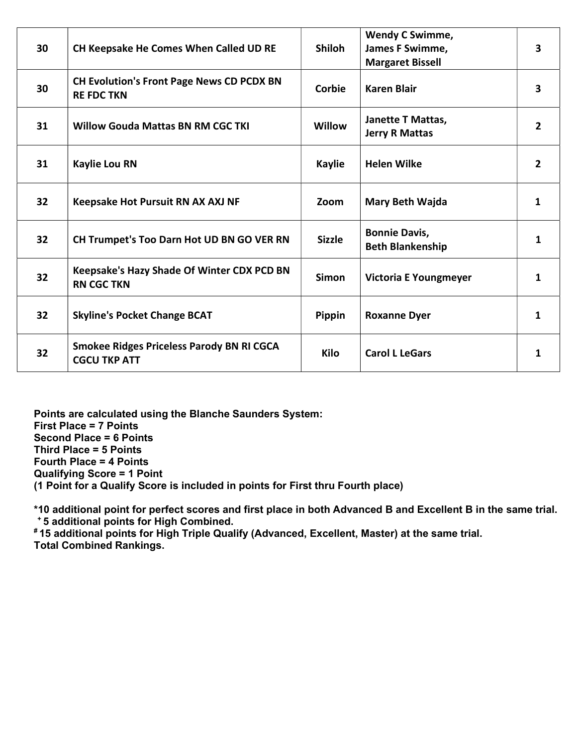| | | | | |
|---|---|---|---|---|
| 30 | CH Keepsake He Comes When Called UD RE | Shiloh | Wendy C Swimme, James F Swimme, Margaret Bissell | 3 |
| 30 | CH Evolution's Front Page News CD PCDX BN RE FDC TKN | Corbie | Karen Blair | 3 |
| 31 | Willow Gouda Mattas BN RM CGC TKI | Willow | Janette T Mattas, Jerry R Mattas | 2 |
| 31 | Kaylie Lou RN | Kaylie | Helen Wilke | 2 |
| 32 | Keepsake Hot Pursuit RN AX AXJ NF | Zoom | Mary Beth Wajda | 1 |
| 32 | CH Trumpet's Too Darn Hot UD BN GO VER RN | Sizzle | Bonnie Davis, Beth Blankenship | 1 |
| 32 | Keepsake's Hazy Shade Of Winter CDX PCD BN RN CGC TKN | Simon | Victoria E Youngmeyer | 1 |
| 32 | Skyline's Pocket Change BCAT | Pippin | Roxanne Dyer | 1 |
| 32 | Smokee Ridges Priceless Parody BN RI CGCA CGCU TKP ATT | Kilo | Carol L LeGars | 1 |

**Points are calculated using the Blanche Saunders System:**
**First Place = 7 Points**
**Second Place = 6 Points**
**Third Place = 5 Points**
**Fourth Place = 4 Points**
**Qualifying Score = 1 Point**
**(1 Point for a Qualify Score is included in points for First thru Fourth place)**

**\*10 additional point for perfect scores and first place in both Advanced B and Excellent B in the same trial.**
**+ 5 additional points for High Combined.**
**# 15 additional points for High Triple Qualify (Advanced, Excellent, Master) at the same trial.**
**Total Combined Rankings.**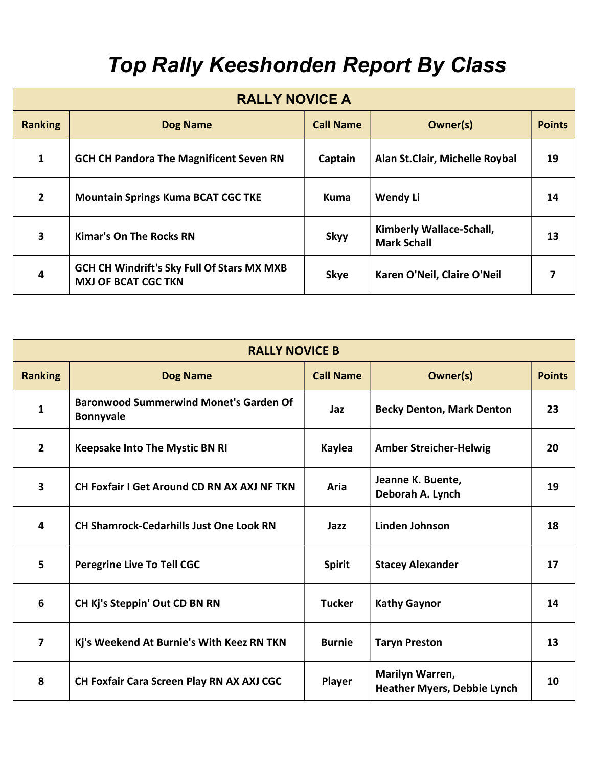# Top Rally Keeshonden Report By Class

| RALLY NOVICE A | | | | |
|---|---|---|---|---|
| **Ranking** | **Dog Name** | **Call Name** | **Owner(s)** | **Points** |
| 1 | GCH CH Pandora The Magnificent Seven RN | Captain | Alan St.Clair, Michelle Roybal | 19 |
| 2 | Mountain Springs Kuma BCAT CGC TKE | Kuma | Wendy Li | 14 |
| 3 | Kimar's On The Rocks RN | Skyy | Kimberly Wallace-Schall, Mark Schall | 13 |
| 4 | GCH CH Windrift's Sky Full Of Stars MX MXB MXJ OF BCAT CGC TKN | Skye | Karen O'Neil, Claire O'Neil | 7 |

| RALLY NOVICE B | | | | |
|---|---|---|---|---|
| **Ranking** | **Dog Name** | **Call Name** | **Owner(s)** | **Points** |
| 1 | Baronwood Summerwind Monet's Garden Of Bonnyvale | Jaz | Becky Denton, Mark Denton | 23 |
| 2 | Keepsake Into The Mystic BN RI | Kaylea | Amber Streicher-Helwig | 20 |
| 3 | CH Foxfair I Get Around CD RN AX AXJ NF TKN | Aria | Jeanne K. Buente, Deborah A. Lynch | 19 |
| 4 | CH Shamrock-Cedarhills Just One Look RN | Jazz | Linden Johnson | 18 |
| 5 | Peregrine Live To Tell CGC | Spirit | Stacey Alexander | 17 |
| 6 | CH Kj's Steppin' Out CD BN RN | Tucker | Kathy Gaynor | 14 |
| 7 | Kj's Weekend At Burnie's With Keez RN TKN | Burnie | Taryn Preston | 13 |
| 8 | CH Foxfair Cara Screen Play RN AX AXJ CGC | Player | Marilyn Warren, Heather Myers, Debbie Lynch | 10 |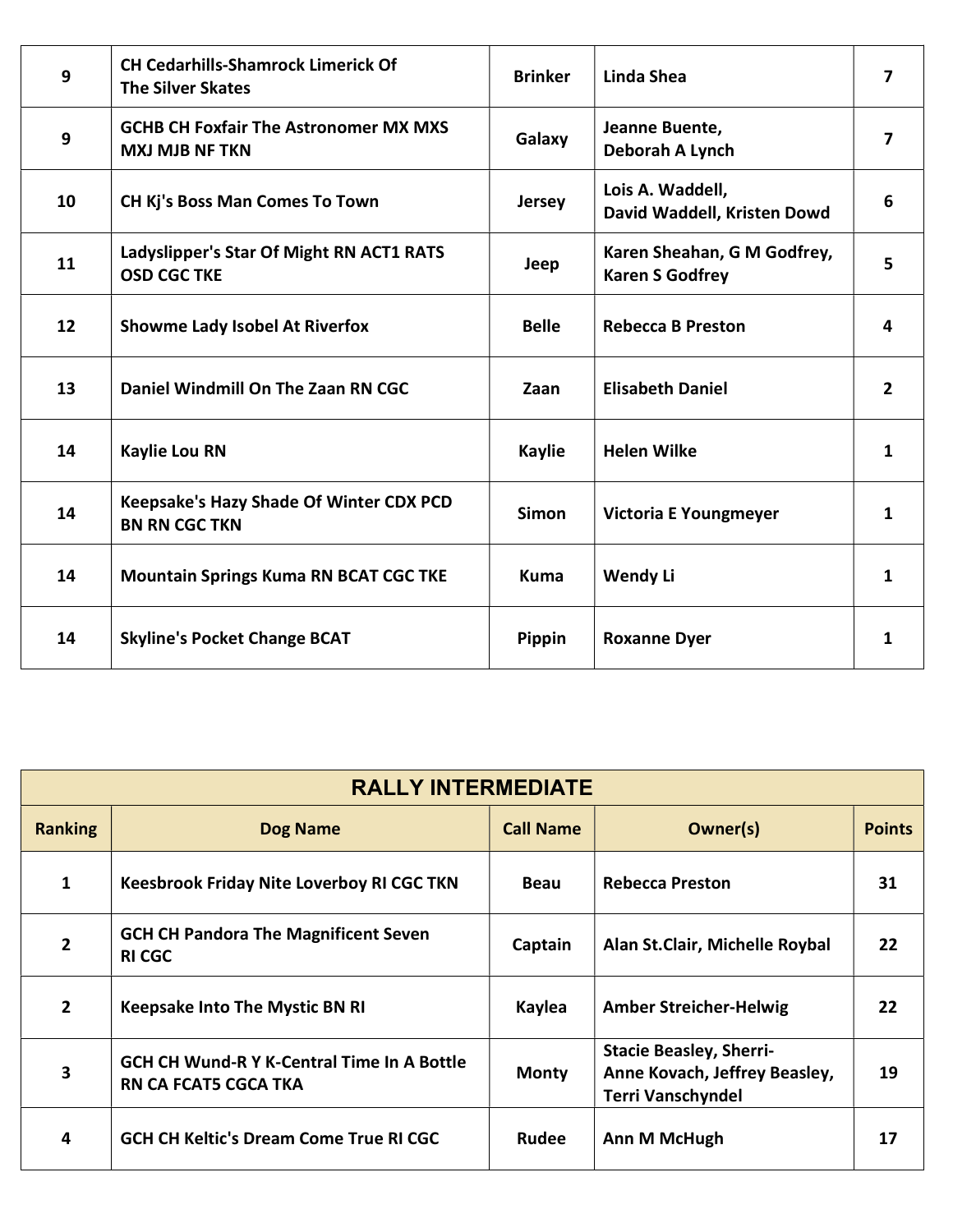| Ranking | Dog Name | Call Name | Owner(s) | Points |
|---|---|---|---|---|
| 9 | CH Cedarhills-Shamrock Limerick Of The Silver Skates | Brinker | Linda Shea | 7 |
| 9 | GCHB CH Foxfair The Astronomer MX MXS MXJ MJB NF TKN | Galaxy | Jeanne Buente, Deborah A Lynch | 7 |
| 10 | CH Kj's Boss Man Comes To Town | Jersey | Lois A. Waddell, David Waddell, Kristen Dowd | 6 |
| 11 | Ladyslipper's Star Of Might RN ACT1 RATS OSD CGC TKE | Jeep | Karen Sheahan, G M Godfrey, Karen S Godfrey | 5 |
| 12 | Showme Lady Isobel At Riverfox | Belle | Rebecca B Preston | 4 |
| 13 | Daniel Windmill On The Zaan RN CGC | Zaan | Elisabeth Daniel | 2 |
| 14 | Kaylie Lou RN | Kaylie | Helen Wilke | 1 |
| 14 | Keepsake's Hazy Shade Of Winter CDX PCD BN RN CGC TKN | Simon | Victoria E Youngmeyer | 1 |
| 14 | Mountain Springs Kuma RN BCAT CGC TKE | Kuma | Wendy Li | 1 |
| 14 | Skyline's Pocket Change BCAT | Pippin | Roxanne Dyer | 1 |

## RALLY INTERMEDIATE

| Ranking | Dog Name | Call Name | Owner(s) | Points |
|---|---|---|---|---|
| 1 | Keesbrook Friday Nite Loverboy RI CGC TKN | Beau | Rebecca Preston | 31 |
| 2 | GCH CH Pandora The Magnificent Seven RI CGC | Captain | Alan St.Clair, Michelle Roybal | 22 |
| 2 | Keepsake Into The Mystic BN RI | Kaylea | Amber Streicher-Helwig | 22 |
| 3 | GCH CH Wund-R Y K-Central Time In A Bottle RN CA FCAT5 CGCA TKA | Monty | Stacie Beasley, Sherri-Anne Kovach, Jeffrey Beasley, Terri Vanschyndel | 19 |
| 4 | GCH CH Keltic's Dream Come True RI CGC | Rudee | Ann M McHugh | 17 |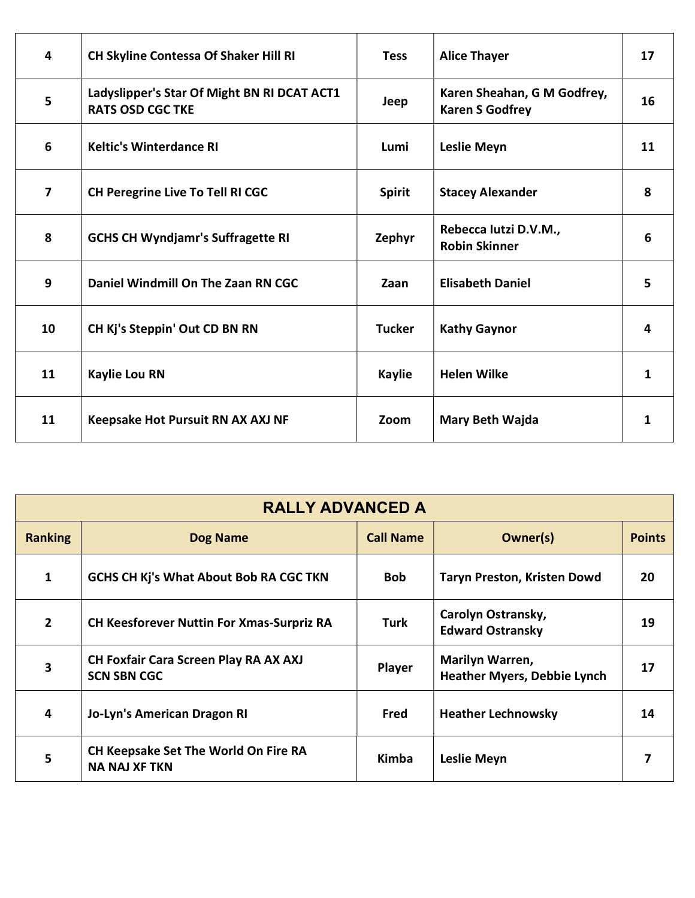| | | | | |
|---|---|---|---|---|
| 4 | CH Skyline Contessa Of Shaker Hill RI | Tess | Alice Thayer | 17 |
| 5 | Ladyslipper's Star Of Might BN RI DCAT ACT1 RATS OSD CGC TKE | Jeep | Karen Sheahan, G M Godfrey, Karen S Godfrey | 16 |
| 6 | Keltic's Winterdance RI | Lumi | Leslie Meyn | 11 |
| 7 | CH Peregrine Live To Tell RI CGC | Spirit | Stacey Alexander | 8 |
| 8 | GCHS CH Wyndjamr's Suffragette RI | Zephyr | Rebecca Iutzi D.V.M., Robin Skinner | 6 |
| 9 | Daniel Windmill On The Zaan RN CGC | Zaan | Elisabeth Daniel | 5 |
| 10 | CH Kj's Steppin' Out CD BN RN | Tucker | Kathy Gaynor | 4 |
| 11 | Kaylie Lou RN | Kaylie | Helen Wilke | 1 |
| 11 | Keepsake Hot Pursuit RN AX AXJ NF | Zoom | Mary Beth Wajda | 1 |

## RALLY ADVANCED A

| Ranking | Dog Name | Call Name | Owner(s) | Points |
|---|---|---|---|---|
| 1 | GCHS CH Kj's What About Bob RA CGC TKN | Bob | Taryn Preston, Kristen Dowd | 20 |
| 2 | CH Keesforever Nuttin For Xmas-Surpriz RA | Turk | Carolyn Ostransky, Edward Ostransky | 19 |
| 3 | CH Foxfair Cara Screen Play RA AX AXJ SCN SBN CGC | Player | Marilyn Warren, Heather Myers, Debbie Lynch | 17 |
| 4 | Jo-Lyn's American Dragon RI | Fred | Heather Lechnowsky | 14 |
| 5 | CH Keepsake Set The World On Fire RA NA NAJ XF TKN | Kimba | Leslie Meyn | 7 |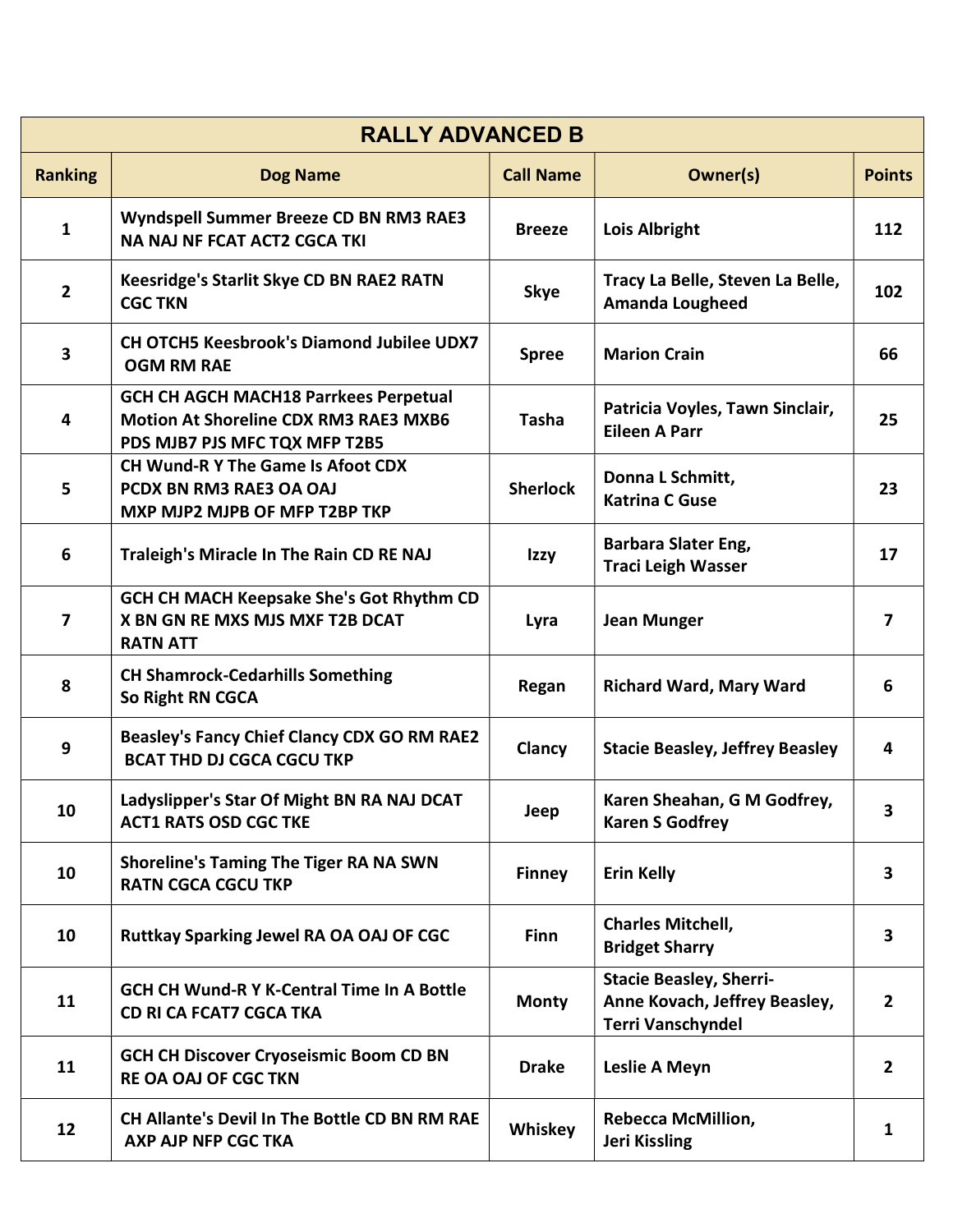| RALLY ADVANCED B | | | | |
|---|---|---|---|---|
| **Ranking** | **Dog Name** | **Call Name** | **Owner(s)** | **Points** |
| 1 | Wyndspell Summer Breeze CD BN RM3 RAE3 NA NAJ NF FCAT ACT2 CGCA TKI | Breeze | Lois Albright | 112 |
| 2 | Keesridge's Starlit Skye CD BN RAE2 RATN CGC TKN | Skye | Tracy La Belle, Steven La Belle, Amanda Lougheed | 102 |
| 3 | CH OTCH5 Keesbrook's Diamond Jubilee UDX7 OGM RM RAE | Spree | Marion Crain | 66 |
| 4 | GCH CH AGCH MACH18 Parrkees Perpetual Motion At Shoreline CDX RM3 RAE3 MXB6 PDS MJB7 PJS MFC TQX MFP T2B5 | Tasha | Patricia Voyles, Tawn Sinclair, Eileen A Parr | 25 |
| 5 | CH Wund-R Y The Game Is Afoot CDX PCDX BN RM3 RAE3 OA OAJ MXP MJP2 MJPB OF MFP T2BP TKP | Sherlock | Donna L Schmitt, Katrina C Guse | 23 |
| 6 | Traleigh's Miracle In The Rain CD RE NAJ | Izzy | Barbara Slater Eng, Traci Leigh Wasser | 17 |
| 7 | GCH CH MACH Keepsake She's Got Rhythm CD X BN GN RE MXS MJS MXF T2B DCAT RATN ATT | Lyra | Jean Munger | 7 |
| 8 | CH Shamrock-Cedarhills Something So Right RN CGCA | Regan | Richard Ward, Mary Ward | 6 |
| 9 | Beasley's Fancy Chief Clancy CDX GO RM RAE2 BCAT THD DJ CGCA CGCU TKP | Clancy | Stacie Beasley, Jeffrey Beasley | 4 |
| 10 | Ladyslipper's Star Of Might BN RA NAJ DCAT ACT1 RATS OSD CGC TKE | Jeep | Karen Sheahan, G M Godfrey, Karen S Godfrey | 3 |
| 10 | Shoreline's Taming The Tiger RA NA SWN RATN CGCA CGCU TKP | Finney | Erin Kelly | 3 |
| 10 | Ruttkay Sparking Jewel RA OA OAJ OF CGC | Finn | Charles Mitchell, Bridget Sharry | 3 |
| 11 | GCH CH Wund-R Y K-Central Time In A Bottle CD RI CA FCAT7 CGCA TKA | Monty | Stacie Beasley, Sherri-Anne Kovach, Jeffrey Beasley, Terri Vanschyndel | 2 |
| 11 | GCH CH Discover Cryoseismic Boom CD BN RE OA OAJ OF CGC TKN | Drake | Leslie A Meyn | 2 |
| 12 | CH Allante's Devil In The Bottle CD BN RM RAE AXP AJP NFP CGC TKA | Whiskey | Rebecca McMillion, Jeri Kissling | 1 |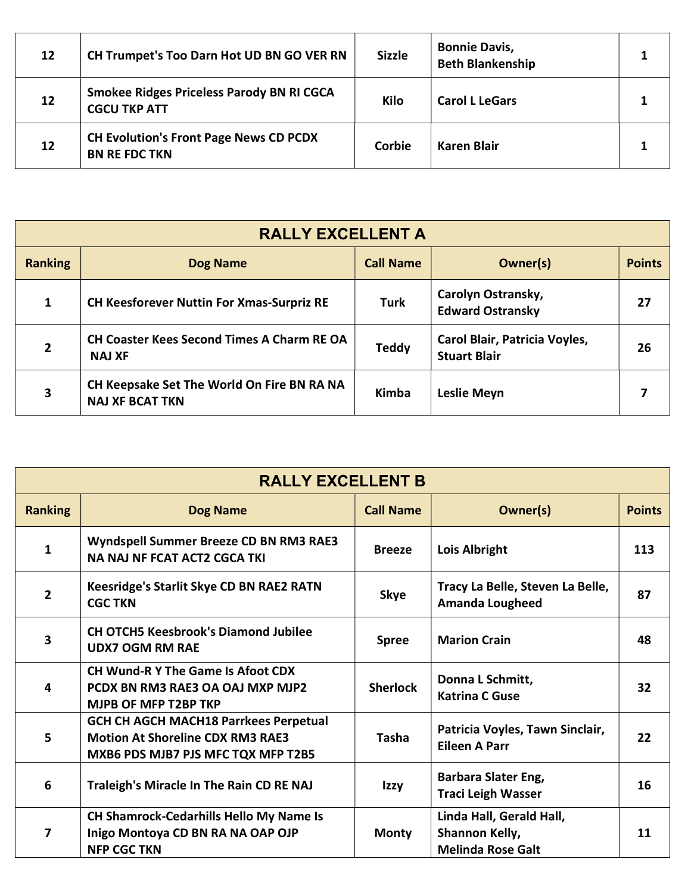| | | | | |
|---|---|---|---|---|
| 12 | CH Trumpet's Too Darn Hot UD BN GO VER RN | Sizzle | Bonnie Davis, Beth Blankenship | 1 |
| 12 | Smokee Ridges Priceless Parody BN RI CGCA CGCU TKP ATT | Kilo | Carol L LeGars | 1 |
| 12 | CH Evolution's Front Page News CD PCDX BN RE FDC TKN | Corbie | Karen Blair | 1 |

## RALLY EXCELLENT A

| Ranking | Dog Name | Call Name | Owner(s) | Points |
|---|---|---|---|---|
| 1 | CH Keesforever Nuttin For Xmas-Surpriz RE | Turk | Carolyn Ostransky, Edward Ostransky | 27 |
| 2 | CH Coaster Kees Second Times A Charm RE OA NAJ XF | Teddy | Carol Blair, Patricia Voyles, Stuart Blair | 26 |
| 3 | CH Keepsake Set The World On Fire BN RA NA NAJ XF BCAT TKN | Kimba | Leslie Meyn | 7 |

## RALLY EXCELLENT B

| Ranking | Dog Name | Call Name | Owner(s) | Points |
|---|---|---|---|---|
| 1 | Wyndspell Summer Breeze CD BN RM3 RAE3 NA NAJ NF FCAT ACT2 CGCA TKI | Breeze | Lois Albright | 113 |
| 2 | Keesridge's Starlit Skye CD BN RAE2 RATN CGC TKN | Skye | Tracy La Belle, Steven La Belle, Amanda Lougheed | 87 |
| 3 | CH OTCH5 Keesbrook's Diamond Jubilee UDX7 OGM RM RAE | Spree | Marion Crain | 48 |
| 4 | CH Wund-R Y The Game Is Afoot CDX PCDX BN RM3 RAE3 OA OAJ MXP MJP2 MJPB OF MFP T2BP TKP | Sherlock | Donna L Schmitt, Katrina C Guse | 32 |
| 5 | GCH CH AGCH MACH18 Parrkees Perpetual Motion At Shoreline CDX RM3 RAE3 MXB6 PDS MJB7 PJS MFC TQX MFP T2B5 | Tasha | Patricia Voyles, Tawn Sinclair, Eileen A Parr | 22 |
| 6 | Traleigh's Miracle In The Rain CD RE NAJ | Izzy | Barbara Slater Eng, Traci Leigh Wasser | 16 |
| 7 | CH Shamrock-Cedarhills Hello My Name Is Inigo Montoya CD BN RA NA OAP OJP NFP CGC TKN | Monty | Linda Hall, Gerald Hall, Shannon Kelly, Melinda Rose Galt | 11 |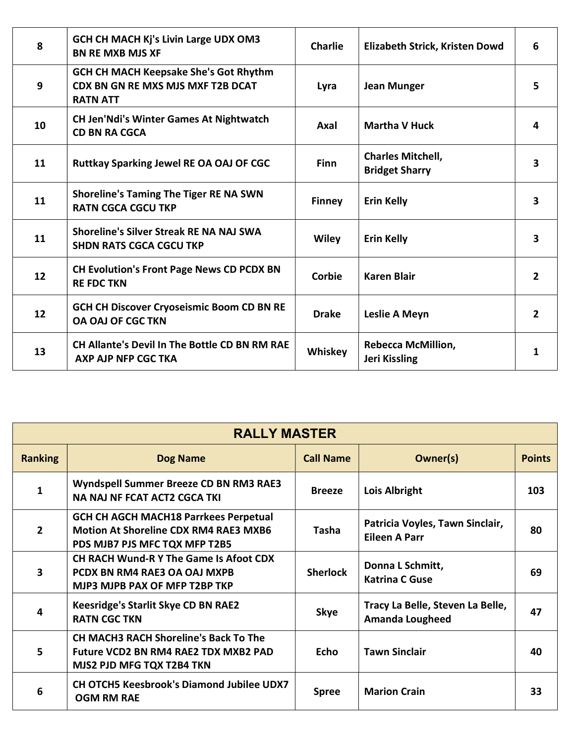| Ranking | Dog Name | Call Name | Owner(s) | Points |
|---|---|---|---|---|
| 8 | GCH CH MACH Kj's Livin Large UDX OM3 BN RE MXB MJS XF | Charlie | Elizabeth Strick, Kristen Dowd | 6 |
| 9 | GCH CH MACH Keepsake She's Got Rhythm CDX BN GN RE MXS MJS MXF T2B DCAT RATN ATT | Lyra | Jean Munger | 5 |
| 10 | CH Jen'Ndi's Winter Games At Nightwatch CD BN RA CGCA | Axal | Martha V Huck | 4 |
| 11 | Ruttkay Sparking Jewel RE OA OAJ OF CGC | Finn | Charles Mitchell, Bridget Sharry | 3 |
| 11 | Shoreline's Taming The Tiger RE NA SWN RATN CGCA CGCU TKP | Finney | Erin Kelly | 3 |
| 11 | Shoreline's Silver Streak RE NA NAJ SWA SHDN RATS CGCA CGCU TKP | Wiley | Erin Kelly | 3 |
| 12 | CH Evolution's Front Page News CD PCDX BN RE FDC TKN | Corbie | Karen Blair | 2 |
| 12 | GCH CH Discover Cryoseismic Boom CD BN RE OA OAJ OF CGC TKN | Drake | Leslie A Meyn | 2 |
| 13 | CH Allante's Devil In The Bottle CD BN RM RAE AXP AJP NFP CGC TKA | Whiskey | Rebecca McMillion, Jeri Kissling | 1 |

## RALLY MASTER

| Ranking | Dog Name | Call Name | Owner(s) | Points |
|---|---|---|---|---|
| 1 | Wyndspell Summer Breeze CD BN RM3 RAE3 NA NAJ NF FCAT ACT2 CGCA TKI | Breeze | Lois Albright | 103 |
| 2 | GCH CH AGCH MACH18 Parrkees Perpetual Motion At Shoreline CDX RM4 RAE3 MXB6 PDS MJB7 PJS MFC TQX MFP T2B5 | Tasha | Patricia Voyles, Tawn Sinclair, Eileen A Parr | 80 |
| 3 | CH RACH Wund-R Y The Game Is Afoot CDX PCDX BN RM4 RAE3 OA OAJ MXPB MJP3 MJPB PAX OF MFP T2BP TKP | Sherlock | Donna L Schmitt, Katrina C Guse | 69 |
| 4 | Keesridge's Starlit Skye CD BN RAE2 RATN CGC TKN | Skye | Tracy La Belle, Steven La Belle, Amanda Lougheed | 47 |
| 5 | CH MACH3 RACH Shoreline's Back To The Future VCD2 BN RM4 RAE2 TDX MXB2 PAD MJS2 PJD MFG TQX T2B4 TKN | Echo | Tawn Sinclair | 40 |
| 6 | CH OTCH5 Keesbrook's Diamond Jubilee UDX7 OGM RM RAE | Spree | Marion Crain | 33 |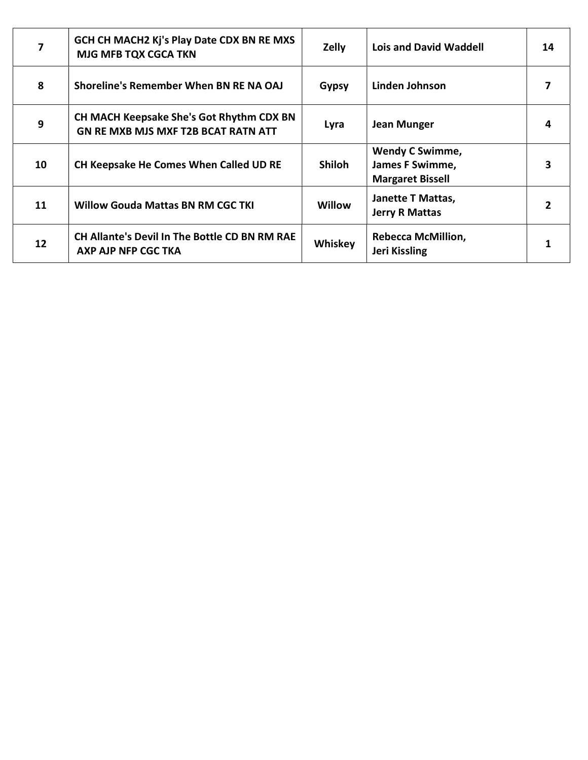| | | | | |
|---|---|---|---|---|
| 7 | GCH CH MACH2 Kj's Play Date CDX BN RE MXS MJG MFB TQX CGCA TKN | Zelly | Lois and David Waddell | 14 |
| 8 | Shoreline's Remember When BN RE NA OAJ | Gypsy | Linden Johnson | 7 |
| 9 | CH MACH Keepsake She's Got Rhythm CDX BN GN RE MXB MJS MXF T2B BCAT RATN ATT | Lyra | Jean Munger | 4 |
| 10 | CH Keepsake He Comes When Called UD RE | Shiloh | Wendy C Swimme, James F Swimme, Margaret Bissell | 3 |
| 11 | Willow Gouda Mattas BN RM CGC TKI | Willow | Janette T Mattas, Jerry R Mattas | 2 |
| 12 | CH Allante's Devil In The Bottle CD BN RM RAE AXP AJP NFP CGC TKA | Whiskey | Rebecca McMillion, Jeri Kissling | 1 |